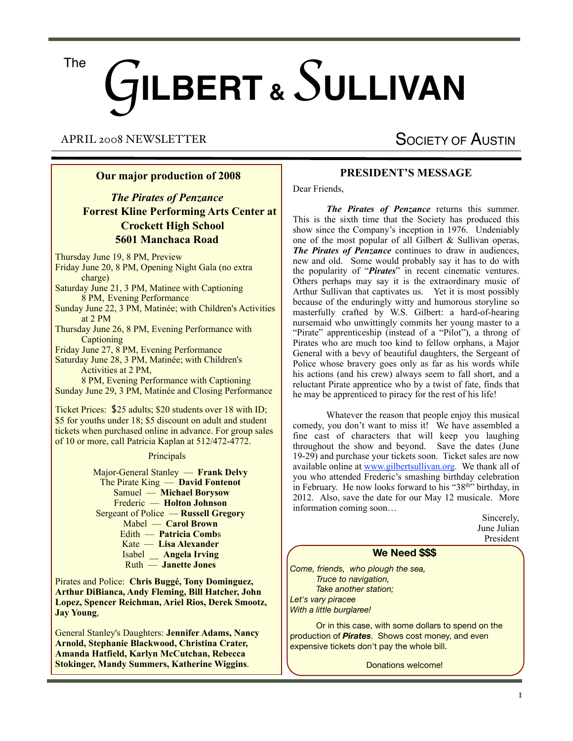# The Gilbert & Sullivan Society of Austin

APRIL 2008 NEWSLETTER

## Our major production of 2008

### *The Pirates of Penzance*
### Forrest Kline Performing Arts Center at Crockett High School
### 5601 Manchaca Road

Thursday June 19, 8 PM, Preview
Friday June 20, 8 PM, Opening Night Gala (no extra charge)
Saturday June 21, 3 PM, Matinee with Captioning
8 PM, Evening Performance
Sunday June 22, 3 PM, Matinée; with Children's Activities at 2 PM
Thursday June 26, 8 PM, Evening Performance with Captioning
Friday June 27, 8 PM, Evening Performance
Saturday June 28, 3 PM, Matinée; with Children's Activities at 2 PM,
8 PM, Evening Performance with Captioning
Sunday June 29, 3 PM, Matinée and Closing Performance

Ticket Prices: $25 adults; $20 students over 18 with ID; $5 for youths under 18; $5 discount on adult and student tickets when purchased online in advance. For group sales of 10 or more, call Patricia Kaplan at 512/472-4772.

Principals

Major-General Stanley — **Frank Delvy**
The Pirate King — **David Fontenot**
Samuel — **Michael Borysow**
Frederic — **Holton Johnson**
Sergeant of Police — **Russell Gregory**
Mabel — **Carol Brown**
Edith — **Patricia Combs**
Kate — **Lisa Alexander**
Isabel — **Angela Irving**
Ruth — **Janette Jones**

Pirates and Police: **Chris Buggé, Tony Dominguez, Arthur DiBianca, Andy Fleming, Bill Hatcher, John Lopez, Spencer Reichman, Ariel Rios, Derek Smootz, Jay Young**,

General Stanley's Daughters: **Jennifer Adams, Nancy Arnold, Stephanie Blackwood, Christina Crater, Amanda Hatfield, Karlyn McCutchan, Rebecca Stokinger, Mandy Summers, Katherine Wiggins**.

## PRESIDENT'S MESSAGE

Dear Friends,

***The Pirates of Penzance*** returns this summer. This is the sixth time that the Society has produced this show since the Company's inception in 1976. Undeniably one of the most popular of all Gilbert & Sullivan operas, ***The Pirates of Penzance*** continues to draw in audiences, new and old. Some would probably say it has to do with the popularity of "***Pirates***" in recent cinematic ventures. Others perhaps may say it is the extraordinary music of Arthur Sullivan that captivates us. Yet it is most possibly because of the enduringly witty and humorous storyline so masterfully crafted by W.S. Gilbert: a hard-of-hearing nursemaid who unwittingly commits her young master to a "Pirate" apprenticeship (instead of a "Pilot"), a throng of Pirates who are much too kind to fellow orphans, a Major General with a bevy of beautiful daughters, the Sergeant of Police whose bravery goes only as far as his words while his actions (and his crew) always seem to fall short, and a reluctant Pirate apprentice who by a twist of fate, finds that he may be apprenticed to piracy for the rest of his life!

Whatever the reason that people enjoy this musical comedy, you don't want to miss it! We have assembled a fine cast of characters that will keep you laughing throughout the show and beyond. Save the dates (June 19-29) and purchase your tickets soon. Ticket sales are now available online at www.gilbertsullivan.org. We thank all of you who attended Frederic's smashing birthday celebration in February. He now looks forward to his "38th" birthday, in 2012. Also, save the date for our May 12 musicale. More information coming soon…

Sincerely,
June Julian
President

## We Need $$$

*Come, friends, who plough the sea,*
*Truce to navigation,*
*Take another station;*
*Let's vary piracee*
*With a little burglaree!*

Or in this case, with some dollars to spend on the production of ***Pirates***. Shows cost money, and even expensive tickets don't pay the whole bill.

Donations welcome!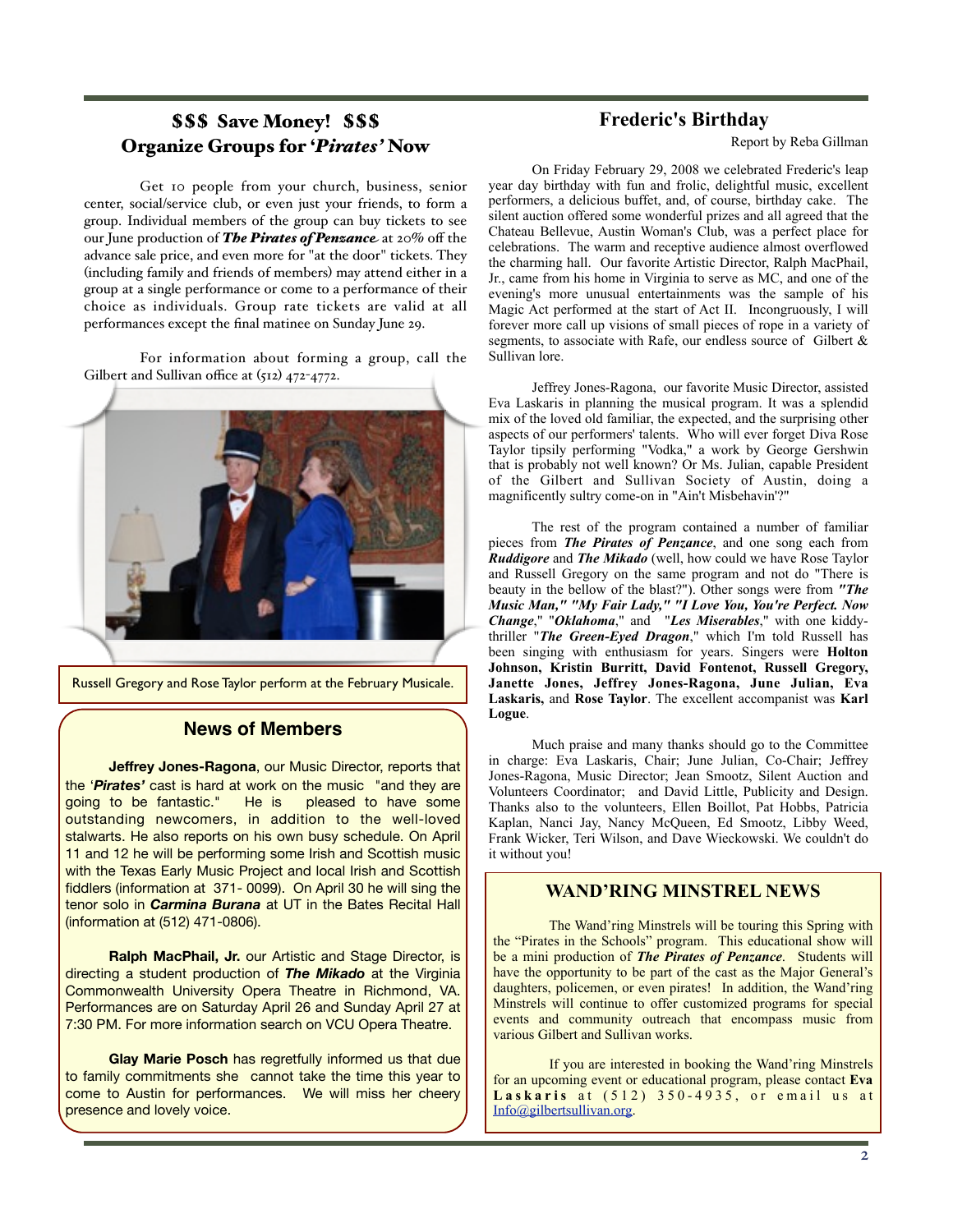## $$$ Save Money! $$$
## Organize Groups for '*Pirates*' Now

Get 10 people from your church, business, senior center, social/service club, or even just your friends, to form a group. Individual members of the group can buy tickets to see our June production of ***The Pirates of Penzance*** at 20% off the advance sale price, and even more for "at the door" tickets. They (including family and friends of members) may attend either in a group at a single performance or come to a performance of their choice as individuals. Group rate tickets are valid at all performances except the final matinee on Sunday June 29.

For information about forming a group, call the Gilbert and Sullivan office at (512) 472-4772.

Russell Gregory and Rose Taylor perform at the February Musicale.

## News of Members

**Jeffrey Jones-Ragona**, our Music Director, reports that the '***Pirates'*** cast is hard at work on the music "and they are going to be fantastic." He is pleased to have some outstanding newcomers, in addition to the well-loved stalwarts. He also reports on his own busy schedule. On April 11 and 12 he will be performing some Irish and Scottish music with the Texas Early Music Project and local Irish and Scottish fiddlers (information at 371- 0099). On April 30 he will sing the tenor solo in ***Carmina Burana*** at UT in the Bates Recital Hall (information at (512) 471-0806).

**Ralph MacPhail, Jr.** our Artistic and Stage Director, is directing a student production of ***The Mikado*** at the Virginia Commonwealth University Opera Theatre in Richmond, VA. Performances are on Saturday April 26 and Sunday April 27 at 7:30 PM. For more information search on VCU Opera Theatre.

**Glay Marie Posch** has regretfully informed us that due to family commitments she cannot take the time this year to come to Austin for performances. We will miss her cheery presence and lovely voice.

## Frederic's Birthday

Report by Reba Gillman

On Friday February 29, 2008 we celebrated Frederic's leap year day birthday with fun and frolic, delightful music, excellent performers, a delicious buffet, and, of course, birthday cake. The silent auction offered some wonderful prizes and all agreed that the Chateau Bellevue, Austin Woman's Club, was a perfect place for celebrations. The warm and receptive audience almost overflowed the charming hall. Our favorite Artistic Director, Ralph MacPhail, Jr., came from his home in Virginia to serve as MC, and one of the evening's more unusual entertainments was the sample of his Magic Act performed at the start of Act II. Incongruously, I will forever more call up visions of small pieces of rope in a variety of segments, to associate with Rafe, our endless source of Gilbert & Sullivan lore.

Jeffrey Jones-Ragona, our favorite Music Director, assisted Eva Laskaris in planning the musical program. It was a splendid mix of the loved old familiar, the expected, and the surprising other aspects of our performers' talents. Who will ever forget Diva Rose Taylor tipsily performing "Vodka," a work by George Gershwin that is probably not well known? Or Ms. Julian, capable President of the Gilbert and Sullivan Society of Austin, doing a magnificently sultry come-on in "Ain't Misbehavin'?"

The rest of the program contained a number of familiar pieces from ***The Pirates of Penzance***, and one song each from ***Ruddigore*** and ***The Mikado*** (well, how could we have Rose Taylor and Russell Gregory on the same program and not do "There is beauty in the bellow of the blast?"). Other songs were from ***"The Music Man," "My Fair Lady," "I Love You, You're Perfect. Now Change***," "***Oklahoma***," and "***Les Miserables***," with one kiddy-thriller "***The Green-Eyed Dragon***," which I'm told Russell has been singing with enthusiasm for years. Singers were **Holton Johnson, Kristin Burritt, David Fontenot, Russell Gregory, Janette Jones, Jeffrey Jones-Ragona, June Julian, Eva Laskaris,** and **Rose Taylor**. The excellent accompanist was **Karl Logue**.

Much praise and many thanks should go to the Committee in charge: Eva Laskaris, Chair; June Julian, Co-Chair; Jeffrey Jones-Ragona, Music Director; Jean Smootz, Silent Auction and Volunteers Coordinator; and David Little, Publicity and Design. Thanks also to the volunteers, Ellen Boillot, Pat Hobbs, Patricia Kaplan, Nanci Jay, Nancy McQueen, Ed Smootz, Libby Weed, Frank Wicker, Teri Wilson, and Dave Wieckowski. We couldn't do it without you!

## WAND'RING MINSTREL NEWS

The Wand'ring Minstrels will be touring this Spring with the "Pirates in the Schools" program. This educational show will be a mini production of ***The Pirates of Penzance***. Students will have the opportunity to be part of the cast as the Major General's daughters, policemen, or even pirates! In addition, the Wand'ring Minstrels will continue to offer customized programs for special events and community outreach that encompass music from various Gilbert and Sullivan works.

If you are interested in booking the Wand'ring Minstrels for an upcoming event or educational program, please contact **Eva Laskaris** at (512) 350-4935, or email us at Info@gilbertsullivan.org.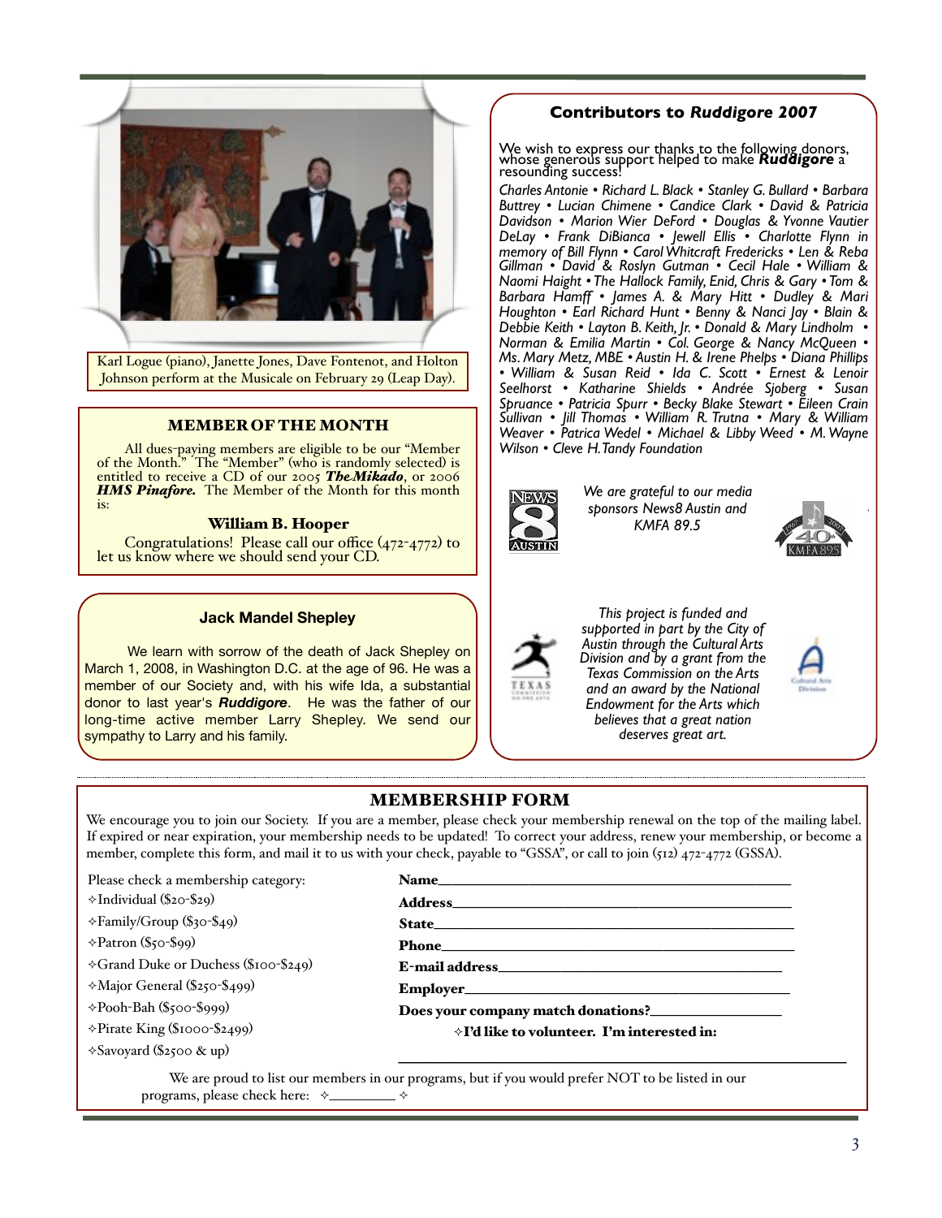Karl Logue (piano), Janette Jones, Dave Fontenot, and Holton Johnson perform at the Musicale on February 29 (Leap Day).

## MEMBER OF THE MONTH

All dues-paying members are eligible to be our "Member of the Month." The "Member" (who is randomly selected) is entitled to receive a CD of our 2005 ***The Mikado***, or 2006 ***HMS Pinafore.*** The Member of the Month for this month is:

**William B. Hooper**

Congratulations! Please call our office (472-4772) to let us know where we should send your CD.

## Jack Mandel Shepley

We learn with sorrow of the death of Jack Shepley on March 1, 2008, in Washington D.C. at the age of 96. He was a member of our Society and, with his wife Ida, a substantial donor to last year's ***Ruddigore***. He was the father of our long-time active member Larry Shepley. We send our sympathy to Larry and his family.

## Contributors to *Ruddigore* 2007

We wish to express our thanks to the following donors, whose generous support helped to make ***Ruddigore*** a resounding success!

*Charles Antonie • Richard L. Black • Stanley G. Bullard • Barbara Buttrey • Lucian Chimene • Candice Clark • David & Patricia Davidson • Marion Wier DeFord • Douglas & Yvonne Vautier DeLay • Frank DiBianca • Jewell Ellis • Charlotte Flynn in memory of Bill Flynn • Carol Whitcraft Fredericks • Len & Reba Gillman • David & Roslyn Gutman • Cecil Hale • William & Naomi Haight • The Hallock Family, Enid, Chris & Gary • Tom & Barbara Hamff • James A. & Mary Hitt • Dudley & Mari Houghton • Earl Richard Hunt • Benny & Nanci Jay • Blain & Debbie Keith • Layton B. Keith, Jr. • Donald & Mary Lindholm • Norman & Emilia Martin • Col. George & Nancy McQueen • Ms. Mary Metz, MBE • Austin H. & Irene Phelps • Diana Phillips • William & Susan Reid • Ida C. Scott • Ernest & Lenoir Seelhorst • Katharine Shields • Andrée Sjoberg • Susan Spruance • Patricia Spurr • Becky Blake Stewart • Eileen Crain Sullivan • Jill Thomas • William R. Trutna • Mary & William Weaver • Patrica Wedel • Michael & Libby Weed • M. Wayne Wilson • Cleve H. Tandy Foundation*

*We are grateful to our media sponsors News8 Austin and KMFA 89.5*

*This project is funded and supported in part by the City of Austin through the Cultural Arts Division and by a grant from the Texas Commission on the Arts and an award by the National Endowment for the Arts which believes that a great nation deserves great art.*

## MEMBERSHIP FORM

We encourage you to join our Society. If you are a member, please check your membership renewal on the top of the mailing label. If expired or near expiration, your membership needs to be updated! To correct your address, renew your membership, or become a member, complete this form, and mail it to us with your check, payable to "GSSA", or call to join (512) 472-4772 (GSSA).

Please check a membership category:

- ✧Individual ($20-$29)
- ✧Family/Group ($30-$49)
- ✧Patron ($50-$99)
- ✧Grand Duke or Duchess ($100-$249)
- ✧Major General ($250-$499)
- ✧Pooh-Bah ($500-$999)
- ✧Pirate King ($1000-$2499)
- ✧Savoyard ($2500 & up)

**Name**\_\_\_\_\_\_\_\_\_\_\_\_\_\_\_\_\_\_\_\_\_\_\_\_\_\_\_\_\_\_\_\_\_\_\_\_\_\_

**Address**\_\_\_\_\_\_\_\_\_\_\_\_\_\_\_\_\_\_\_\_\_\_\_\_\_\_\_\_\_\_\_\_\_\_\_\_

**State**\_\_\_\_\_\_\_\_\_\_\_\_\_\_\_\_\_\_\_\_\_\_\_\_\_\_\_\_\_\_\_\_\_\_\_\_\_\_

**Phone**\_\_\_\_\_\_\_\_\_\_\_\_\_\_\_\_\_\_\_\_\_\_\_\_\_\_\_\_\_\_\_\_\_\_\_\_\_\_

**E-mail address**\_\_\_\_\_\_\_\_\_\_\_\_\_\_\_\_\_\_\_\_\_\_\_\_\_\_\_\_\_\_

**Employer**\_\_\_\_\_\_\_\_\_\_\_\_\_\_\_\_\_\_\_\_\_\_\_\_\_\_\_\_\_\_\_\_\_\_\_

**Does your company match donations?**\_\_\_\_\_\_\_\_\_\_\_\_\_\_

✧**I'd like to volunteer. I'm interested in:**

\_\_\_\_\_\_\_\_\_\_\_\_\_\_\_\_\_\_\_\_\_\_\_\_\_\_\_\_\_\_\_\_\_\_\_\_\_\_\_\_\_\_\_\_

We are proud to list our members in our programs, but if you would prefer NOT to be listed in our programs, please check here: ✧\_\_\_\_\_\_\_\_ ✧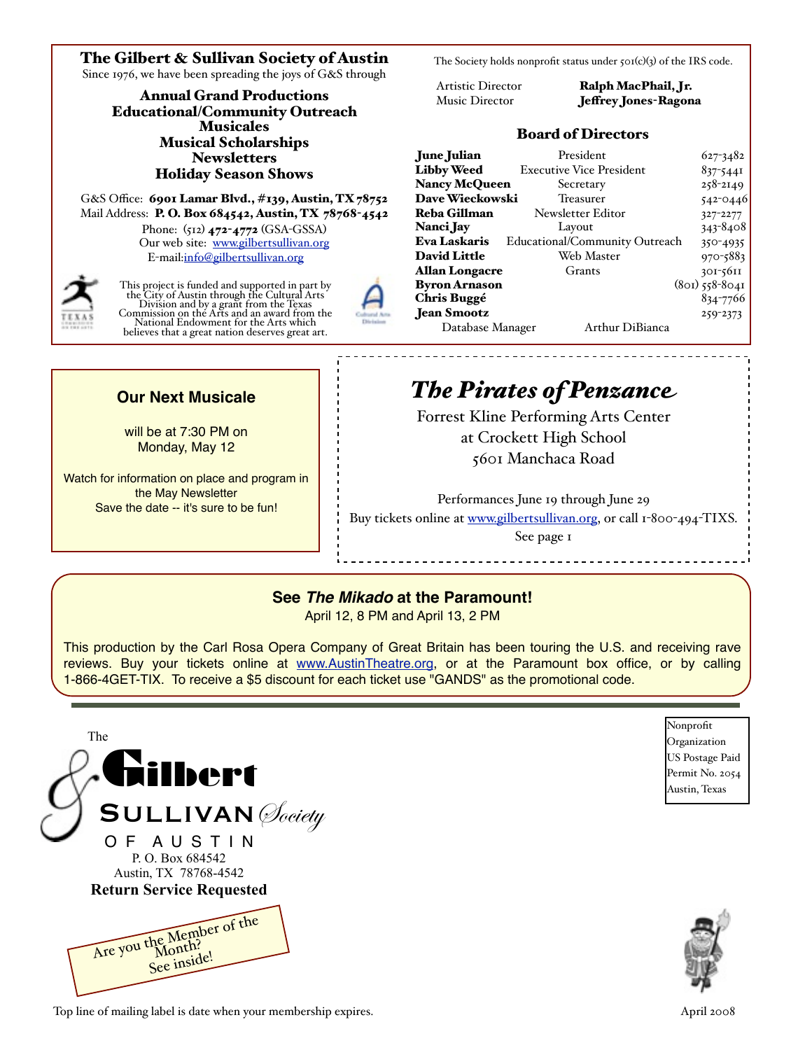## The Gilbert & Sullivan Society of Austin

Since 1976, we have been spreading the joys of G&S through

**Annual Grand Productions**
**Educational/Community Outreach**
**Musicales**
**Musical Scholarships**
**Newsletters**
**Holiday Season Shows**

G&S Office: **6901 Lamar Blvd., #139, Austin, TX 78752**
Mail Address: **P. O. Box 684542, Austin, TX 78768-4542**
Phone: (512) **472-4772** (GSA-GSSA)
Our web site: www.gilbertsullivan.org
E-mail: info@gilbertsullivan.org

This project is funded and supported in part by the City of Austin through the Cultural Arts Division and by a grant from the Texas Commission on the Arts and an award from the National Endowment for the Arts which believes that a great nation deserves great art.

The Society holds nonprofit status under 501(c)(3) of the IRS code.

| | |
|---|---|
| Artistic Director | **Ralph MacPhail, Jr.** |
| Music Director | **Jeffrey Jones-Ragona** |

### Board of Directors

| | | |
|---|---|---|
| **June Julian** | President | 627-3482 |
| **Libby Weed** | Executive Vice President | 837-5441 |
| **Nancy McQueen** | Secretary | 258-2149 |
| **Dave Wieckowski** | Treasurer | 542-0446 |
| **Reba Gillman** | Newsletter Editor | 327-2277 |
| **Nanci Jay** | Layout | 343-8408 |
| **Eva Laskaris** | Educational/Community Outreach | 350-4935 |
| **David Little** | Web Master | 970-5883 |
| **Allan Longacre** | Grants | 301-5611 |
| **Byron Arnason** | | (801) 558-8041 |
| **Chris Buggé** | | 834-7766 |
| **Jean Smootz** | | 259-2373 |
| Database Manager | Arthur DiBianca | |

### Our Next Musicale

will be at 7:30 PM on Monday, May 12

Watch for information on place and program in the May Newsletter
Save the date -- it's sure to be fun!

## *The Pirates of Penzance*

Forrest Kline Performing Arts Center
at Crockett High School
5601 Manchaca Road

Performances June 19 through June 29
Buy tickets online at www.gilbertsullivan.org, or call 1-800-494-TIXS.
See page 1

### See *The Mikado* at the Paramount!

April 12, 8 PM and April 13, 2 PM

This production by the Carl Rosa Opera Company of Great Britain has been touring the U.S. and receiving rave reviews. Buy your tickets online at www.AustinTheatre.org, or at the Paramount box office, or by calling 1-866-4GET-TIX. To receive a $5 discount for each ticket use "GANDS" as the promotional code.

The Gilbert & Sullivan Society of Austin
P. O. Box 684542
Austin, TX 78768-4542
**Return Service Requested**

Nonprofit Organization
US Postage Paid
Permit No. 2054
Austin, Texas

Are you the Member of the Month? See inside!

Top line of mailing label is date when your membership expires.

April 2008